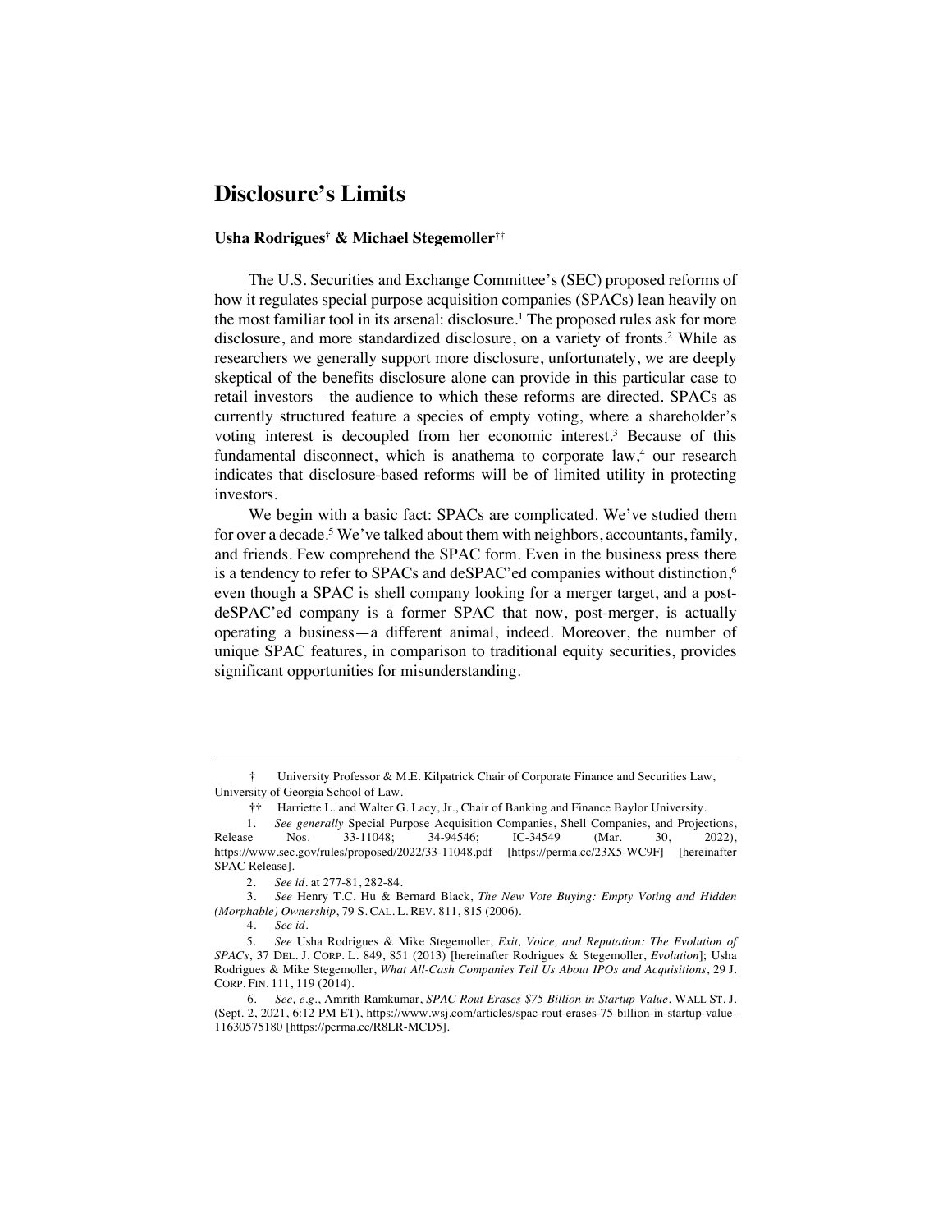# Disclosure's Limits

**Usha Rodrigues† & Michael Stegemoller††**

The U.S. Securities and Exchange Committee's (SEC) proposed reforms of how it regulates special purpose acquisition companies (SPACs) lean heavily on the most familiar tool in its arsenal: disclosure.[1] The proposed rules ask for more disclosure, and more standardized disclosure, on a variety of fronts.[2] While as researchers we generally support more disclosure, unfortunately, we are deeply skeptical of the benefits disclosure alone can provide in this particular case to retail investors—the audience to which these reforms are directed. SPACs as currently structured feature a species of empty voting, where a shareholder's voting interest is decoupled from her economic interest.[3] Because of this fundamental disconnect, which is anathema to corporate law,[4] our research indicates that disclosure-based reforms will be of limited utility in protecting investors.

We begin with a basic fact: SPACs are complicated. We've studied them for over a decade.[5] We've talked about them with neighbors, accountants, family, and friends. Few comprehend the SPAC form. Even in the business press there is a tendency to refer to SPACs and deSPAC'ed companies without distinction,[6] even though a SPAC is shell company looking for a merger target, and a post-deSPAC'ed company is a former SPAC that now, post-merger, is actually operating a business—a different animal, indeed. Moreover, the number of unique SPAC features, in comparison to traditional equity securities, provides significant opportunities for misunderstanding.

---

† University Professor & M.E. Kilpatrick Chair of Corporate Finance and Securities Law, University of Georgia School of Law.

†† Harriette L. and Walter G. Lacy, Jr., Chair of Banking and Finance Baylor University.

1. *See generally* Special Purpose Acquisition Companies, Shell Companies, and Projections, Release Nos. 33-11048; 34-94546; IC-34549 (Mar. 30, 2022), https://www.sec.gov/rules/proposed/2022/33-11048.pdf [https://perma.cc/23X5-WC9F] [hereinafter SPAC Release].

2. *See id.* at 277-81, 282-84.

3. *See* Henry T.C. Hu & Bernard Black, *The New Vote Buying: Empty Voting and Hidden (Morphable) Ownership*, 79 S. CAL. L. REV. 811, 815 (2006).

4. *See id.*

5. *See* Usha Rodrigues & Mike Stegemoller, *Exit, Voice, and Reputation: The Evolution of SPACs*, 37 DEL. J. CORP. L. 849, 851 (2013) [hereinafter Rodrigues & Stegemoller, *Evolution*]; Usha Rodrigues & Mike Stegemoller, *What All-Cash Companies Tell Us About IPOs and Acquisitions*, 29 J. CORP. FIN. 111, 119 (2014).

6. *See, e.g.*, Amrith Ramkumar, *SPAC Rout Erases $75 Billion in Startup Value*, WALL ST. J. (Sept. 2, 2021, 6:12 PM ET), https://www.wsj.com/articles/spac-rout-erases-75-billion-in-startup-value-11630575180 [https://perma.cc/R8LR-MCD5].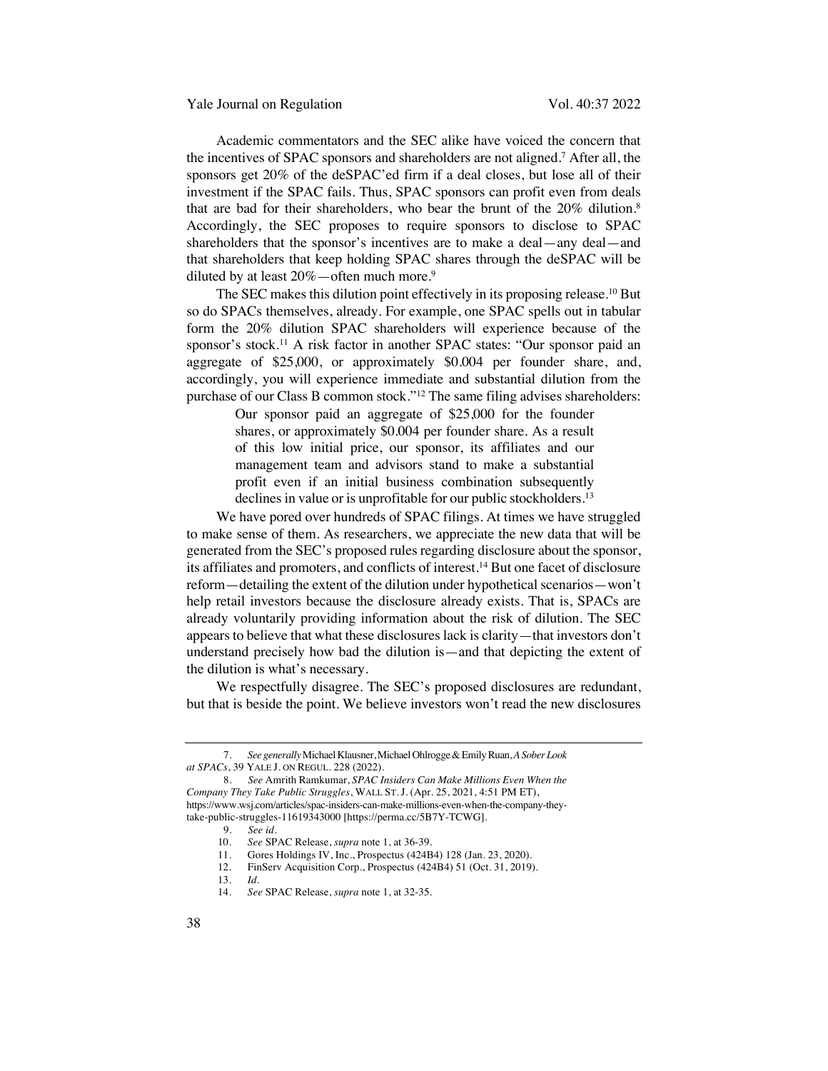Academic commentators and the SEC alike have voiced the concern that the incentives of SPAC sponsors and shareholders are not aligned.[7] After all, the sponsors get 20% of the deSPAC'ed firm if a deal closes, but lose all of their investment if the SPAC fails. Thus, SPAC sponsors can profit even from deals that are bad for their shareholders, who bear the brunt of the 20% dilution.[8] Accordingly, the SEC proposes to require sponsors to disclose to SPAC shareholders that the sponsor's incentives are to make a deal—any deal—and that shareholders that keep holding SPAC shares through the deSPAC will be diluted by at least 20%—often much more.[9]

The SEC makes this dilution point effectively in its proposing release.[10] But so do SPACs themselves, already. For example, one SPAC spells out in tabular form the 20% dilution SPAC shareholders will experience because of the sponsor's stock.[11] A risk factor in another SPAC states: "Our sponsor paid an aggregate of $25,000, or approximately $0.004 per founder share, and, accordingly, you will experience immediate and substantial dilution from the purchase of our Class B common stock."[12] The same filing advises shareholders:

> Our sponsor paid an aggregate of $25,000 for the founder shares, or approximately $0.004 per founder share. As a result of this low initial price, our sponsor, its affiliates and our management team and advisors stand to make a substantial profit even if an initial business combination subsequently declines in value or is unprofitable for our public stockholders.[13]

We have pored over hundreds of SPAC filings. At times we have struggled to make sense of them. As researchers, we appreciate the new data that will be generated from the SEC's proposed rules regarding disclosure about the sponsor, its affiliates and promoters, and conflicts of interest.[14] But one facet of disclosure reform—detailing the extent of the dilution under hypothetical scenarios—won't help retail investors because the disclosure already exists. That is, SPACs are already voluntarily providing information about the risk of dilution. The SEC appears to believe that what these disclosures lack is clarity—that investors don't understand precisely how bad the dilution is—and that depicting the extent of the dilution is what's necessary.

We respectfully disagree. The SEC's proposed disclosures are redundant, but that is beside the point. We believe investors won't read the new disclosures

---

7. *See generally* Michael Klausner, Michael Ohlrogge & Emily Ruan, *A Sober Look at SPACs*, 39 YALE J. ON REGUL. 228 (2022).

8. *See* Amrith Ramkumar, *SPAC Insiders Can Make Millions Even When the Company They Take Public Struggles*, WALL ST. J. (Apr. 25, 2021, 4:51 PM ET), https://www.wsj.com/articles/spac-insiders-can-make-millions-even-when-the-company-they-take-public-struggles-11619343000 [https://perma.cc/5B7Y-TCWG].

9. *See id*.

10. *See* SPAC Release, *supra* note 1, at 36-39.

11. Gores Holdings IV, Inc., Prospectus (424B4) 128 (Jan. 23, 2020).

12. FinServ Acquisition Corp., Prospectus (424B4) 51 (Oct. 31, 2019).

13. *Id*.

14. *See* SPAC Release, *supra* note 1, at 32-35.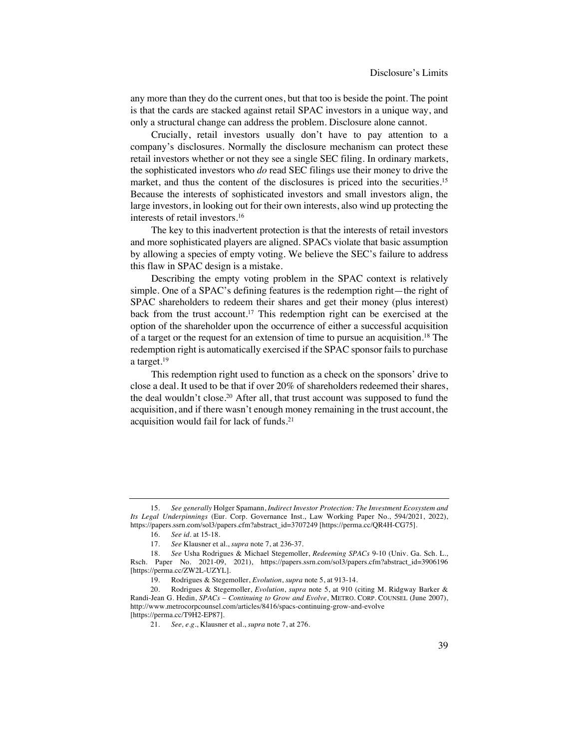any more than they do the current ones, but that too is beside the point. The point is that the cards are stacked against retail SPAC investors in a unique way, and only a structural change can address the problem. Disclosure alone cannot.

Crucially, retail investors usually don't have to pay attention to a company's disclosures. Normally the disclosure mechanism can protect these retail investors whether or not they see a single SEC filing. In ordinary markets, the sophisticated investors who *do* read SEC filings use their money to drive the market, and thus the content of the disclosures is priced into the securities.[15] Because the interests of sophisticated investors and small investors align, the large investors, in looking out for their own interests, also wind up protecting the interests of retail investors.[16]

The key to this inadvertent protection is that the interests of retail investors and more sophisticated players are aligned. SPACs violate that basic assumption by allowing a species of empty voting. We believe the SEC's failure to address this flaw in SPAC design is a mistake.

Describing the empty voting problem in the SPAC context is relatively simple. One of a SPAC's defining features is the redemption right—the right of SPAC shareholders to redeem their shares and get their money (plus interest) back from the trust account.[17] This redemption right can be exercised at the option of the shareholder upon the occurrence of either a successful acquisition of a target or the request for an extension of time to pursue an acquisition.[18] The redemption right is automatically exercised if the SPAC sponsor fails to purchase a target.[19]

This redemption right used to function as a check on the sponsors' drive to close a deal. It used to be that if over 20% of shareholders redeemed their shares, the deal wouldn't close.[20] After all, that trust account was supposed to fund the acquisition, and if there wasn't enough money remaining in the trust account, the acquisition would fail for lack of funds.[21]

---

15. *See generally* Holger Spamann, *Indirect Investor Protection: The Investment Ecosystem and Its Legal Underpinnings* (Eur. Corp. Governance Inst., Law Working Paper No., 594/2021, 2022), https://papers.ssrn.com/sol3/papers.cfm?abstract_id=3707249 [https://perma.cc/QR4H-CG75].

16. *See id.* at 15-18.

17. *See* Klausner et al., *supra* note 7, at 236-37.

18. *See* Usha Rodrigues & Michael Stegemoller, *Redeeming SPACs* 9-10 (Univ. Ga. Sch. L., Rsch. Paper No. 2021-09, 2021), https://papers.ssrn.com/sol3/papers.cfm?abstract_id=3906196 [https://perma.cc/ZW2L-UZYL].

19. Rodrigues & Stegemoller, *Evolution*, *supra* note 5, at 913-14.

20. Rodrigues & Stegemoller, *Evolution*, *supra* note 5, at 910 (citing M. Ridgway Barker & Randi-Jean G. Hedin, *SPACs – Continuing to Grow and Evolve*, METRO. CORP. COUNSEL (June 2007), http://www.metrocorpcounsel.com/articles/8416/spacs-continuing-grow-and-evolve [https://perma.cc/T9H2-EP87].

21. *See, e.g.*, Klausner et al., *supra* note 7, at 276.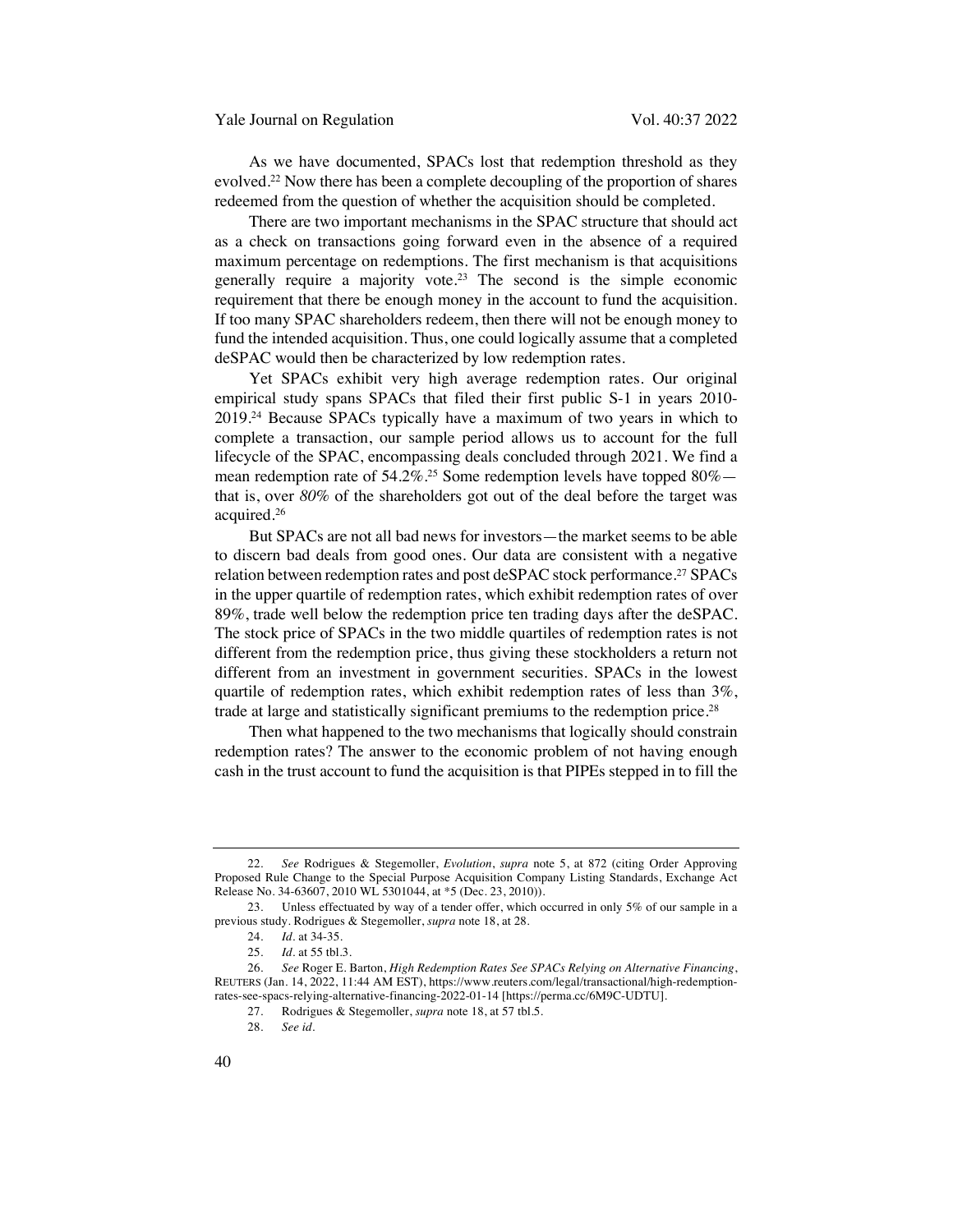As we have documented, SPACs lost that redemption threshold as they evolved.[22] Now there has been a complete decoupling of the proportion of shares redeemed from the question of whether the acquisition should be completed.

There are two important mechanisms in the SPAC structure that should act as a check on transactions going forward even in the absence of a required maximum percentage on redemptions. The first mechanism is that acquisitions generally require a majority vote.[23] The second is the simple economic requirement that there be enough money in the account to fund the acquisition. If too many SPAC shareholders redeem, then there will not be enough money to fund the intended acquisition. Thus, one could logically assume that a completed deSPAC would then be characterized by low redemption rates.

Yet SPACs exhibit very high average redemption rates. Our original empirical study spans SPACs that filed their first public S-1 in years 2010-2019.[24] Because SPACs typically have a maximum of two years in which to complete a transaction, our sample period allows us to account for the full lifecycle of the SPAC, encompassing deals concluded through 2021. We find a mean redemption rate of 54.2%.[25] Some redemption levels have topped 80%—that is, over *80%* of the shareholders got out of the deal before the target was acquired.[26]

But SPACs are not all bad news for investors—the market seems to be able to discern bad deals from good ones. Our data are consistent with a negative relation between redemption rates and post deSPAC stock performance.[27] SPACs in the upper quartile of redemption rates, which exhibit redemption rates of over 89%, trade well below the redemption price ten trading days after the deSPAC. The stock price of SPACs in the two middle quartiles of redemption rates is not different from the redemption price, thus giving these stockholders a return not different from an investment in government securities. SPACs in the lowest quartile of redemption rates, which exhibit redemption rates of less than 3%, trade at large and statistically significant premiums to the redemption price.[28]

Then what happened to the two mechanisms that logically should constrain redemption rates? The answer to the economic problem of not having enough cash in the trust account to fund the acquisition is that PIPEs stepped in to fill the

---

22. *See* Rodrigues & Stegemoller, *Evolution*, *supra* note 5, at 872 (citing Order Approving Proposed Rule Change to the Special Purpose Acquisition Company Listing Standards, Exchange Act Release No. 34-63607, 2010 WL 5301044, at *5 (Dec. 23, 2010)).

23. Unless effectuated by way of a tender offer, which occurred in only 5% of our sample in a previous study. Rodrigues & Stegemoller, *supra* note 18, at 28.

24. *Id.* at 34-35.

25. *Id.* at 55 tbl.3.

26. *See* Roger E. Barton, *High Redemption Rates See SPACs Relying on Alternative Financing*, REUTERS (Jan. 14, 2022, 11:44 AM EST), https://www.reuters.com/legal/transactional/high-redemption-rates-see-spacs-relying-alternative-financing-2022-01-14 [https://perma.cc/6M9C-UDTU].

27. Rodrigues & Stegemoller, *supra* note 18, at 57 tbl.5.

28. *See id.*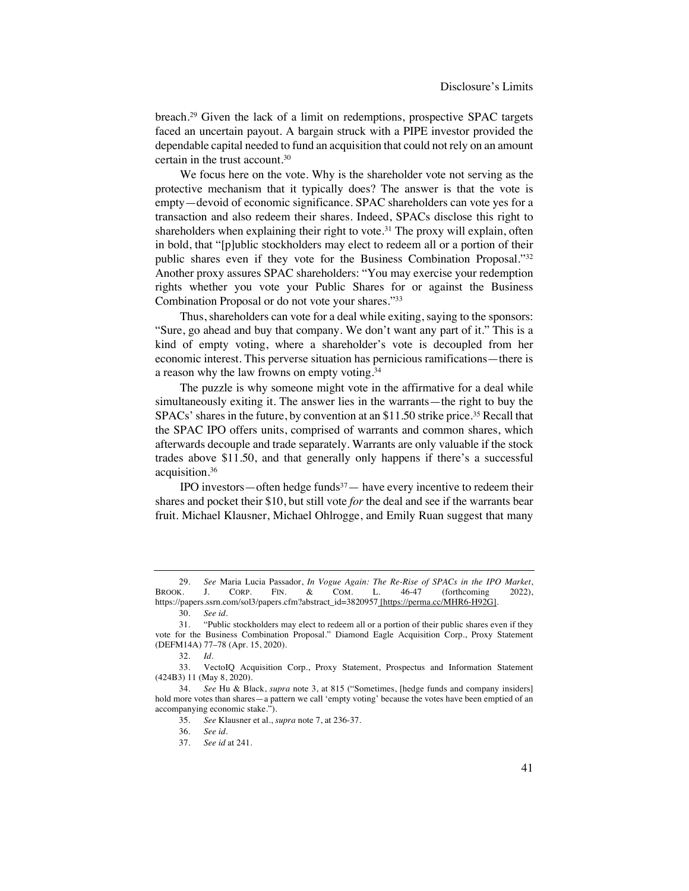breach.[29] Given the lack of a limit on redemptions, prospective SPAC targets faced an uncertain payout. A bargain struck with a PIPE investor provided the dependable capital needed to fund an acquisition that could not rely on an amount certain in the trust account.[30]

We focus here on the vote. Why is the shareholder vote not serving as the protective mechanism that it typically does? The answer is that the vote is empty—devoid of economic significance. SPAC shareholders can vote yes for a transaction and also redeem their shares. Indeed, SPACs disclose this right to shareholders when explaining their right to vote.[31] The proxy will explain, often in bold, that "[p]ublic stockholders may elect to redeem all or a portion of their public shares even if they vote for the Business Combination Proposal."[32] Another proxy assures SPAC shareholders: "You may exercise your redemption rights whether you vote your Public Shares for or against the Business Combination Proposal or do not vote your shares."[33]

Thus, shareholders can vote for a deal while exiting, saying to the sponsors: "Sure, go ahead and buy that company. We don't want any part of it." This is a kind of empty voting, where a shareholder's vote is decoupled from her economic interest. This perverse situation has pernicious ramifications—there is a reason why the law frowns on empty voting.[34]

The puzzle is why someone might vote in the affirmative for a deal while simultaneously exiting it. The answer lies in the warrants—the right to buy the SPACs' shares in the future, by convention at an $11.50 strike price.[35] Recall that the SPAC IPO offers units, comprised of warrants and common shares, which afterwards decouple and trade separately. Warrants are only valuable if the stock trades above $11.50, and that generally only happens if there's a successful acquisition.[36]

IPO investors—often hedge funds[37]— have every incentive to redeem their shares and pocket their $10, but still vote *for* the deal and see if the warrants bear fruit. Michael Klausner, Michael Ohlrogge, and Emily Ruan suggest that many

---

29. *See* Maria Lucia Passador, *In Vogue Again: The Re-Rise of SPACs in the IPO Market*, BROOK. J. CORP. FIN. & COM. L. 46-47 (forthcoming 2022), https://papers.ssrn.com/sol3/papers.cfm?abstract_id=3820957 [https://perma.cc/MHR6-H92G].

30. *See id.*

31. "Public stockholders may elect to redeem all or a portion of their public shares even if they vote for the Business Combination Proposal." Diamond Eagle Acquisition Corp., Proxy Statement (DEFM14A) 77–78 (Apr. 15, 2020).

32. *Id.*

33. VectoIQ Acquisition Corp., Proxy Statement, Prospectus and Information Statement (424B3) 11 (May 8, 2020).

34. *See* Hu & Black, *supra* note 3, at 815 ("Sometimes, [hedge funds and company insiders] hold more votes than shares—a pattern we call 'empty voting' because the votes have been emptied of an accompanying economic stake.").

35. *See* Klausner et al., *supra* note 7, at 236-37.

36. *See id.*

37. *See id* at 241.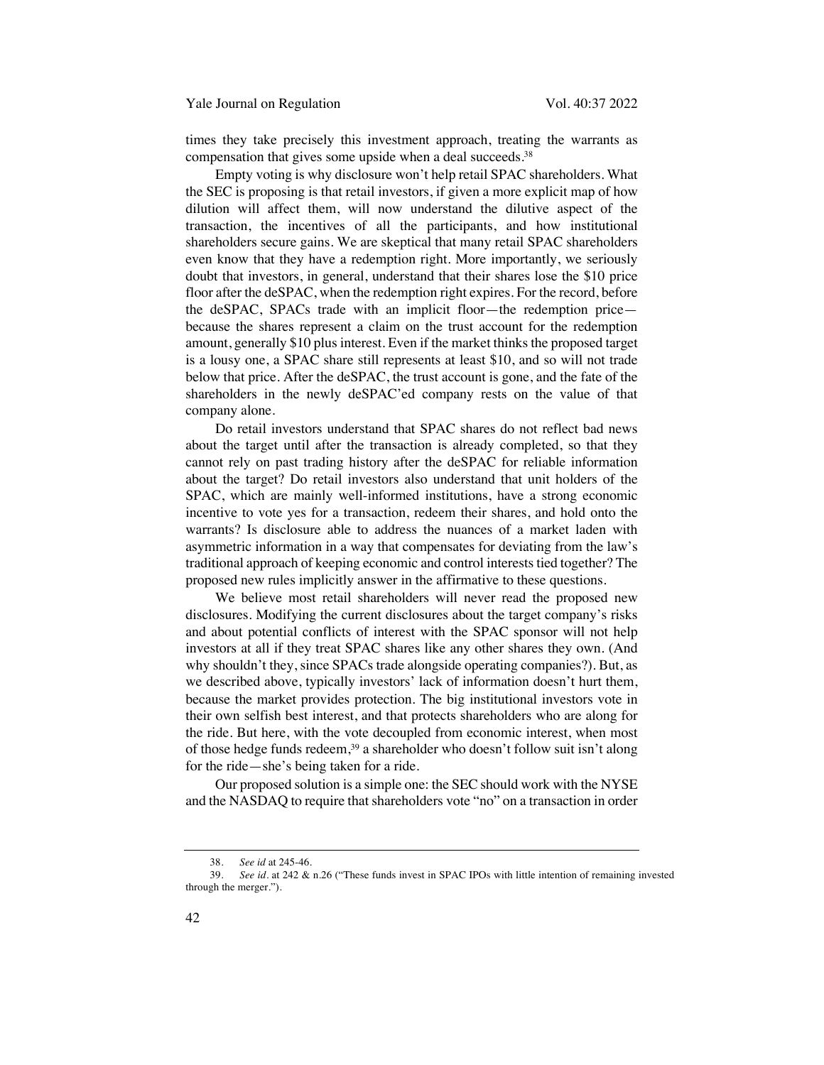times they take precisely this investment approach, treating the warrants as compensation that gives some upside when a deal succeeds.[38]

Empty voting is why disclosure won't help retail SPAC shareholders. What the SEC is proposing is that retail investors, if given a more explicit map of how dilution will affect them, will now understand the dilutive aspect of the transaction, the incentives of all the participants, and how institutional shareholders secure gains. We are skeptical that many retail SPAC shareholders even know that they have a redemption right. More importantly, we seriously doubt that investors, in general, understand that their shares lose the $10 price floor after the deSPAC, when the redemption right expires. For the record, before the deSPAC, SPACs trade with an implicit floor—the redemption price—because the shares represent a claim on the trust account for the redemption amount, generally $10 plus interest. Even if the market thinks the proposed target is a lousy one, a SPAC share still represents at least $10, and so will not trade below that price. After the deSPAC, the trust account is gone, and the fate of the shareholders in the newly deSPAC'ed company rests on the value of that company alone.

Do retail investors understand that SPAC shares do not reflect bad news about the target until after the transaction is already completed, so that they cannot rely on past trading history after the deSPAC for reliable information about the target? Do retail investors also understand that unit holders of the SPAC, which are mainly well-informed institutions, have a strong economic incentive to vote yes for a transaction, redeem their shares, and hold onto the warrants? Is disclosure able to address the nuances of a market laden with asymmetric information in a way that compensates for deviating from the law's traditional approach of keeping economic and control interests tied together? The proposed new rules implicitly answer in the affirmative to these questions.

We believe most retail shareholders will never read the proposed new disclosures. Modifying the current disclosures about the target company's risks and about potential conflicts of interest with the SPAC sponsor will not help investors at all if they treat SPAC shares like any other shares they own. (And why shouldn't they, since SPACs trade alongside operating companies?). But, as we described above, typically investors' lack of information doesn't hurt them, because the market provides protection. The big institutional investors vote in their own selfish best interest, and that protects shareholders who are along for the ride. But here, with the vote decoupled from economic interest, when most of those hedge funds redeem,[39] a shareholder who doesn't follow suit isn't along for the ride—she's being taken for a ride.

Our proposed solution is a simple one: the SEC should work with the NYSE and the NASDAQ to require that shareholders vote "no" on a transaction in order

---

38. *See id* at 245-46.

39. *See id*. at 242 & n.26 ("These funds invest in SPAC IPOs with little intention of remaining invested through the merger.").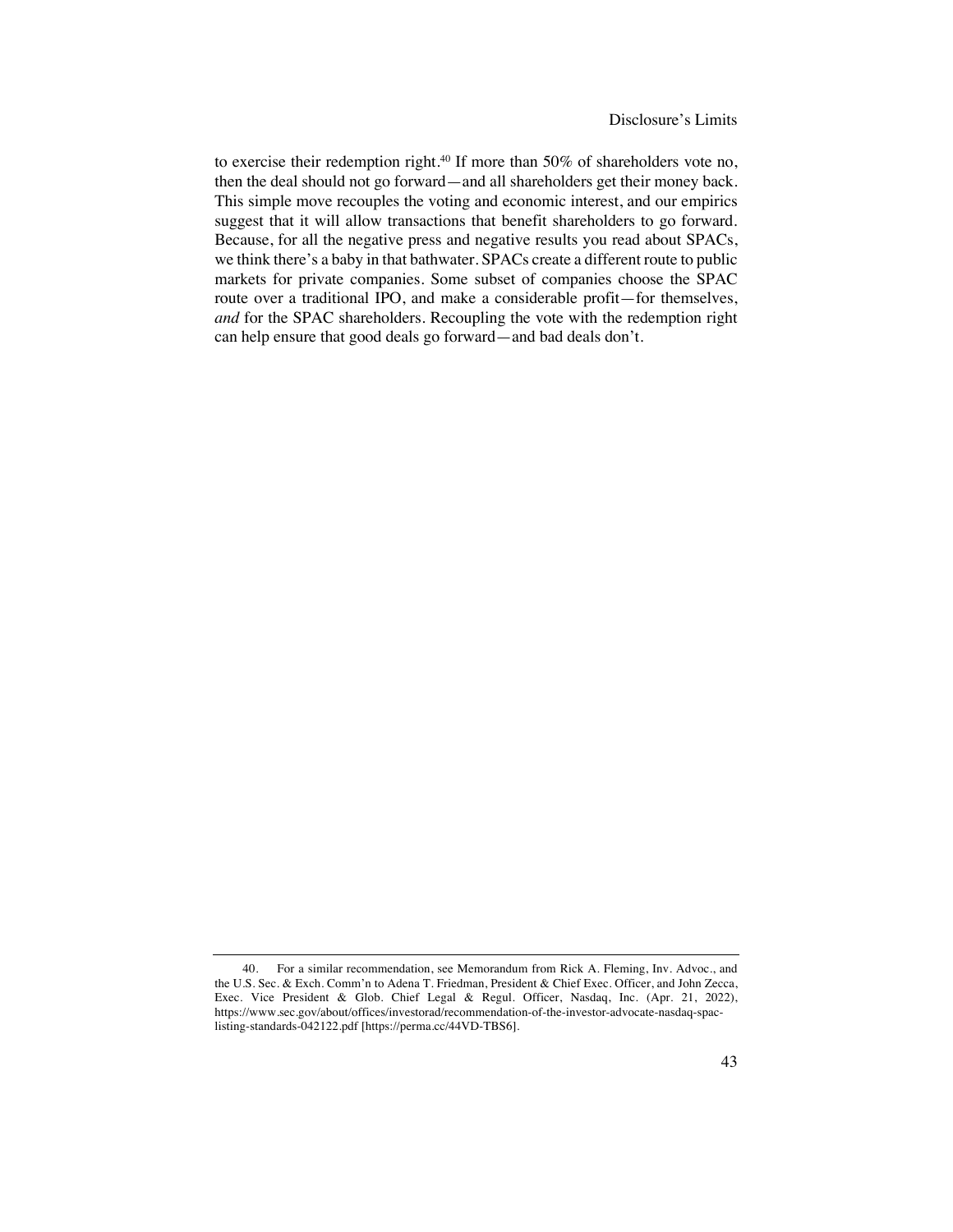to exercise their redemption right.[40] If more than 50% of shareholders vote no, then the deal should not go forward—and all shareholders get their money back. This simple move recouples the voting and economic interest, and our empirics suggest that it will allow transactions that benefit shareholders to go forward. Because, for all the negative press and negative results you read about SPACs, we think there's a baby in that bathwater. SPACs create a different route to public markets for private companies. Some subset of companies choose the SPAC route over a traditional IPO, and make a considerable profit—for themselves, *and* for the SPAC shareholders. Recoupling the vote with the redemption right can help ensure that good deals go forward—and bad deals don't.

---

40. For a similar recommendation, see Memorandum from Rick A. Fleming, Inv. Advoc., and the U.S. Sec. & Exch. Comm'n to Adena T. Friedman, President & Chief Exec. Officer, and John Zecca, Exec. Vice President & Glob. Chief Legal & Regul. Officer, Nasdaq, Inc. (Apr. 21, 2022), https://www.sec.gov/about/offices/investorad/recommendation-of-the-investor-advocate-nasdaq-spac-listing-standards-042122.pdf [https://perma.cc/44VD-TBS6].